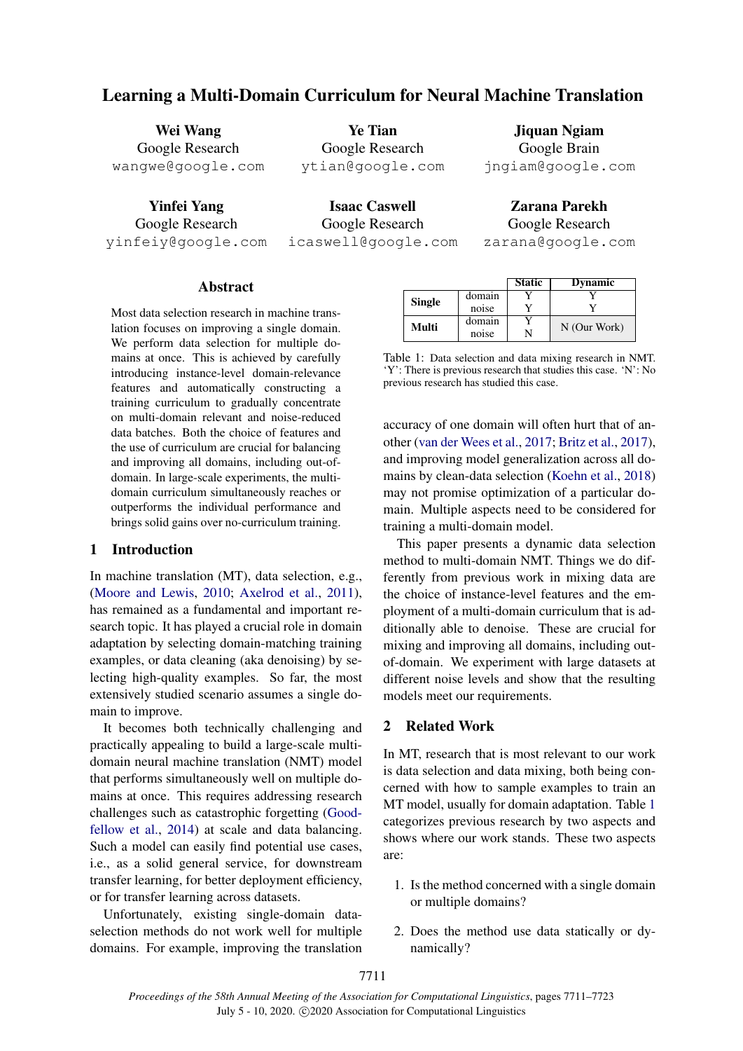# Learning a Multi-Domain Curriculum for Neural Machine Translation

**Wei Wang**
Google Research
wangwe@google.com

**Ye Tian**
Google Research
ytian@google.com

**Jiquan Ngiam**
Google Brain
jngiam@google.com

**Yinfei Yang**
Google Research
yinfeiy@google.com

**Isaac Caswell**
Google Research
icaswell@google.com

**Zarana Parekh**
Google Research
zarana@google.com

## Abstract

Most data selection research in machine translation focuses on improving a single domain. We perform data selection for multiple domains at once. This is achieved by carefully introducing instance-level domain-relevance features and automatically constructing a training curriculum to gradually concentrate on multi-domain relevant and noise-reduced data batches. Both the choice of features and the use of curriculum are crucial for balancing and improving all domains, including out-of-domain. In large-scale experiments, the multi-domain curriculum simultaneously reaches or outperforms the individual performance and brings solid gains over no-curriculum training.

## 1 Introduction

In machine translation (MT), data selection, e.g., (Moore and Lewis, 2010; Axelrod et al., 2011), has remained as a fundamental and important research topic. It has played a crucial role in domain adaptation by selecting domain-matching training examples, or data cleaning (aka denoising) by selecting high-quality examples. So far, the most extensively studied scenario assumes a single domain to improve.

It becomes both technically challenging and practically appealing to build a large-scale multi-domain neural machine translation (NMT) model that performs simultaneously well on multiple domains at once. This requires addressing research challenges such as catastrophic forgetting (Goodfellow et al., 2014) at scale and data balancing. Such a model can easily find potential use cases, i.e., as a solid general service, for downstream transfer learning, for better deployment efficiency, or for transfer learning across datasets.

Unfortunately, existing single-domain data-selection methods do not work well for multiple domains. For example, improving the translation accuracy of one domain will often hurt that of another (van der Wees et al., 2017; Britz et al., 2017), and improving model generalization across all domains by clean-data selection (Koehn et al., 2018) may not promise optimization of a particular domain. Multiple aspects need to be considered for training a multi-domain model.

| | | Static | Dynamic |
|---|---|---|---|
| **Single** | domain | Y | Y |
| | noise | Y | Y |
| **Multi** | domain | Y | N (Our Work) |
| | noise | N | |

Table 1: Data selection and data mixing research in NMT. 'Y': There is previous research that studies this case. 'N': No previous research has studied this case.

This paper presents a dynamic data selection method to multi-domain NMT. Things we do differently from previous work in mixing data are the choice of instance-level features and the employment of a multi-domain curriculum that is additionally able to denoise. These are crucial for mixing and improving all domains, including out-of-domain. We experiment with large datasets at different noise levels and show that the resulting models meet our requirements.

## 2 Related Work

In MT, research that is most relevant to our work is data selection and data mixing, both being concerned with how to sample examples to train an MT model, usually for domain adaptation. Table 1 categorizes previous research by two aspects and shows where our work stands. These two aspects are:

1. Is the method concerned with a single domain or multiple domains?

2. Does the method use data statically or dynamically?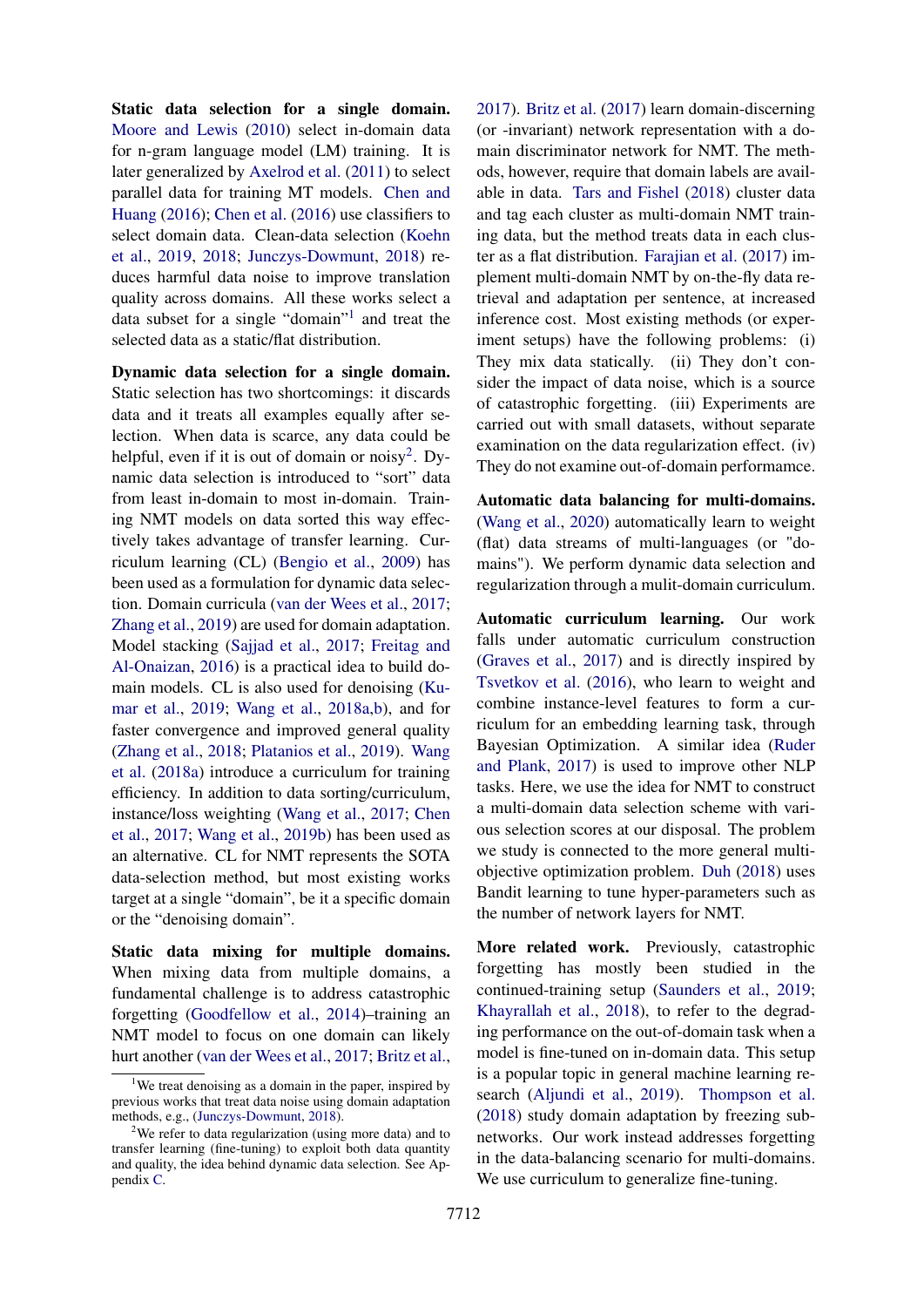**Static data selection for a single domain.** Moore and Lewis (2010) select in-domain data for n-gram language model (LM) training. It is later generalized by Axelrod et al. (2011) to select parallel data for training MT models. Chen and Huang (2016); Chen et al. (2016) use classifiers to select domain data. Clean-data selection (Koehn et al., 2019, 2018; Junczys-Dowmunt, 2018) reduces harmful data noise to improve translation quality across domains. All these works select a data subset for a single "domain"[1] and treat the selected data as a static/flat distribution.

**Dynamic data selection for a single domain.** Static selection has two shortcomings: it discards data and it treats all examples equally after selection. When data is scarce, any data could be helpful, even if it is out of domain or noisy[2]. Dynamic data selection is introduced to "sort" data from least in-domain to most in-domain. Training NMT models on data sorted this way effectively takes advantage of transfer learning. Curriculum learning (CL) (Bengio et al., 2009) has been used as a formulation for dynamic data selection. Domain curricula (van der Wees et al., 2017; Zhang et al., 2019) are used for domain adaptation. Model stacking (Sajjad et al., 2017; Freitag and Al-Onaizan, 2016) is a practical idea to build domain models. CL is also used for denoising (Kumar et al., 2019; Wang et al., 2018a,b), and for faster convergence and improved general quality (Zhang et al., 2018; Platanios et al., 2019). Wang et al. (2018a) introduce a curriculum for training efficiency. In addition to data sorting/curriculum, instance/loss weighting (Wang et al., 2017; Chen et al., 2017; Wang et al., 2019b) has been used as an alternative. CL for NMT represents the SOTA data-selection method, but most existing works target at a single "domain", be it a specific domain or the "denoising domain".

**Static data mixing for multiple domains.** When mixing data from multiple domains, a fundamental challenge is to address catastrophic forgetting (Goodfellow et al., 2014)–training an NMT model to focus on one domain can likely hurt another (van der Wees et al., 2017; Britz et al., 2017). Britz et al. (2017) learn domain-discerning (or -invariant) network representation with a domain discriminator network for NMT. The methods, however, require that domain labels are available in data. Tars and Fishel (2018) cluster data and tag each cluster as multi-domain NMT training data, but the method treats data in each cluster as a flat distribution. Farajian et al. (2017) implement multi-domain NMT by on-the-fly data retrieval and adaptation per sentence, at increased inference cost. Most existing methods (or experiment setups) have the following problems: (i) They mix data statically. (ii) They don't consider the impact of data noise, which is a source of catastrophic forgetting. (iii) Experiments are carried out with small datasets, without separate examination on the data regularization effect. (iv) They do not examine out-of-domain performance.

**Automatic data balancing for multi-domains.** (Wang et al., 2020) automatically learn to weight (flat) data streams of multi-languages (or "domains"). We perform dynamic data selection and regularization through a mulit-domain curriculum.

**Automatic curriculum learning.** Our work falls under automatic curriculum construction (Graves et al., 2017) and is directly inspired by Tsvetkov et al. (2016), who learn to weight and combine instance-level features to form a curriculum for an embedding learning task, through Bayesian Optimization. A similar idea (Ruder and Plank, 2017) is used to improve other NLP tasks. Here, we use the idea for NMT to construct a multi-domain data selection scheme with various selection scores at our disposal. The problem we study is connected to the more general multi-objective optimization problem. Duh (2018) uses Bandit learning to tune hyper-parameters such as the number of network layers for NMT.

**More related work.** Previously, catastrophic forgetting has mostly been studied in the continued-training setup (Saunders et al., 2019; Khayrallah et al., 2018), to refer to the degrading performance on the out-of-domain task when a model is fine-tuned on in-domain data. This setup is a popular topic in general machine learning research (Aljundi et al., 2019). Thompson et al. (2018) study domain adaptation by freezing subnetworks. Our work instead addresses forgetting in the data-balancing scenario for multi-domains. We use curriculum to generalize fine-tuning.

[1] We treat denoising as a domain in the paper, inspired by previous works that treat data noise using domain adaptation methods, e.g., (Junczys-Dowmunt, 2018).

[2] We refer to data regularization (using more data) and to transfer learning (fine-tuning) to exploit both data quantity and quality, the idea behind dynamic data selection. See Appendix C.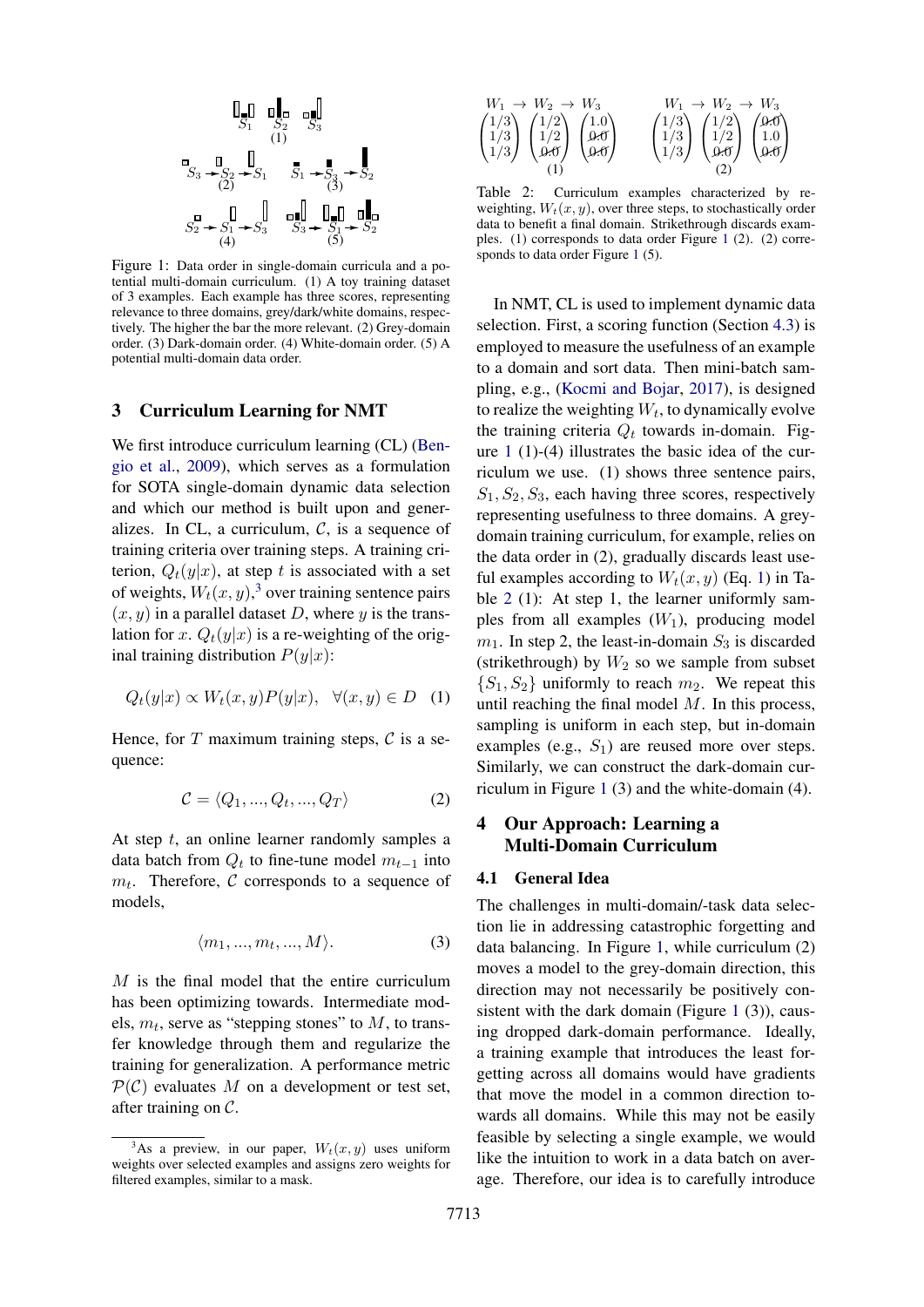Figure 1: Data order in single-domain curricula and a potential multi-domain curriculum. (1) A toy training dataset of 3 examples. Each example has three scores, representing relevance to three domains, grey/dark/white domains, respectively. The higher the bar the more relevant. (2) Grey-domain order. (3) Dark-domain order. (4) White-domain order. (5) A potential multi-domain data order.

## 3 Curriculum Learning for NMT

We first introduce curriculum learning (CL) (Bengio et al., 2009), which serves as a formulation for SOTA single-domain dynamic data selection and which our method is built upon and generalizes. In CL, a curriculum, $\mathcal{C}$, is a sequence of training criteria over training steps. A training criterion, $Q_t(y|x)$, at step $t$ is associated with a set of weights, $W_t(x, y)$,[3] over training sentence pairs $(x, y)$ in a parallel dataset $D$, where $y$ is the translation for $x$. $Q_t(y|x)$ is a re-weighting of the original training distribution $P(y|x)$:

$$Q_t(y|x) \propto W_t(x, y)P(y|x), \quad \forall(x, y) \in D \quad (1)$$

Hence, for $T$ maximum training steps, $\mathcal{C}$ is a sequence:

$$\mathcal{C} = \langle Q_1, ..., Q_t, ..., Q_T \rangle \quad (2)$$

At step $t$, an online learner randomly samples a data batch from $Q_t$ to fine-tune model $m_{t-1}$ into $m_t$. Therefore, $\mathcal{C}$ corresponds to a sequence of models,

$$\langle m_1, ..., m_t, ..., M \rangle. \quad (3)$$

$M$ is the final model that the entire curriculum has been optimizing towards. Intermediate models, $m_t$, serve as "stepping stones" to $M$, to transfer knowledge through them and regularize the training for generalization. A performance metric $\mathcal{P}(\mathcal{C})$ evaluates $M$ on a development or test set, after training on $\mathcal{C}$.

[3] As a preview, in our paper, $W_t(x, y)$ uses uniform weights over selected examples and assigns zero weights for filtered examples, similar to a mask.

$$W_1 \rightarrow W_2 \rightarrow W_3 \qquad\qquad W_1 \rightarrow W_2 \rightarrow W_3$$

$$\begin{pmatrix} 1/3 \\ 1/3 \\ 1/3 \end{pmatrix} \begin{pmatrix} 1/2 \\ 1/2 \\ \cancel{0.0} \end{pmatrix} \begin{pmatrix} 1.0 \\ \cancel{0.0} \\ \cancel{0.0} \end{pmatrix} \qquad \begin{pmatrix} 1/3 \\ 1/3 \\ 1/3 \end{pmatrix} \begin{pmatrix} 1/2 \\ 1/2 \\ \cancel{0.0} \end{pmatrix} \begin{pmatrix} \cancel{0.0} \\ 1.0 \\ \cancel{0.0} \end{pmatrix}$$

(1) (2)

Table 2: Curriculum examples characterized by reweighting, $W_t(x, y)$, over three steps, to stochastically order data to benefit a final domain. Strikethrough discards examples. (1) corresponds to data order Figure 1 (2). (2) corresponds to data order Figure 1 (5).

In NMT, CL is used to implement dynamic data selection. First, a scoring function (Section 4.3) is employed to measure the usefulness of an example to a domain and sort data. Then mini-batch sampling, e.g., (Kocmi and Bojar, 2017), is designed to realize the weighting $W_t$, to dynamically evolve the training criteria $Q_t$ towards in-domain. Figure 1 (1)-(4) illustrates the basic idea of the curriculum we use. (1) shows three sentence pairs, $S_1, S_2, S_3$, each having three scores, respectively representing usefulness to three domains. A grey-domain training curriculum, for example, relies on the data order in (2), gradually discards least useful examples according to $W_t(x, y)$ (Eq. 1) in Table 2 (1): At step 1, the learner uniformly samples from all examples ($W_1$), producing model $m_1$. In step 2, the least-in-domain $S_3$ is discarded (strikethrough) by $W_2$ so we sample from subset $\{S_1, S_2\}$ uniformly to reach $m_2$. We repeat this until reaching the final model $M$. In this process, sampling is uniform in each step, but in-domain examples (e.g., $S_1$) are reused more over steps. Similarly, we can construct the dark-domain curriculum in Figure 1 (3) and the white-domain (4).

## 4 Our Approach: Learning a Multi-Domain Curriculum

### 4.1 General Idea

The challenges in multi-domain/-task data selection lie in addressing catastrophic forgetting and data balancing. In Figure 1, while curriculum (2) moves a model to the grey-domain direction, this direction may not necessarily be positively consistent with the dark domain (Figure 1 (3)), causing dropped dark-domain performance. Ideally, a training example that introduces the least forgetting across all domains would have gradients that move the model in a common direction towards all domains. While this may not be easily feasible by selecting a single example, we would like the intuition to work in a data batch on average. Therefore, our idea is to carefully introduce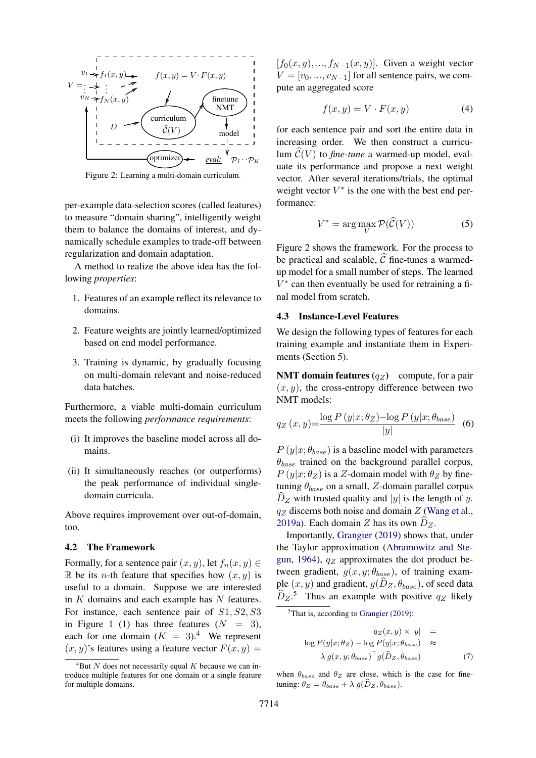Figure 2: Learning a multi-domain curriculum.

per-example data-selection scores (called features) to measure "domain sharing", intelligently weight them to balance the domains of interest, and dynamically schedule examples to trade-off between regularization and domain adaptation.

A method to realize the above idea has the following *properties*:

1. Features of an example reflect its relevance to domains.
2. Feature weights are jointly learned/optimized based on end model performance.
3. Training is dynamic, by gradually focusing on multi-domain relevant and noise-reduced data batches.

Furthermore, a viable multi-domain curriculum meets the following *performance requirements*:

(i) It improves the baseline model across all domains.

(ii) It simultaneously reaches (or outperforms) the peak performance of individual single-domain curricula.

Above requires improvement over out-of-domain, too.

### 4.2 The Framework

Formally, for a sentence pair $(x, y)$, let $f_n(x, y) \in \mathbb{R}$ be its $n$-th feature that specifies how $(x, y)$ is useful to a domain. Suppose we are interested in $K$ domains and each example has $N$ features. For instance, each sentence pair of $S1, S2, S3$ in Figure 1 (1) has three features ($N = 3$), each for one domain ($K = 3$).[4] We represent $(x, y)$'s features using a feature vector $F(x, y) = [f_0(x, y), ..., f_{N-1}(x, y)]$. Given a weight vector $V = [v_0, ..., v_{N-1}]$ for all sentence pairs, we compute an aggregated score

$$f(x, y) = V \cdot F(x, y) \tag{4}$$

for each sentence pair and sort the entire data in increasing order. We then construct a curriculum $\widehat{\mathcal{C}}(V)$ to *fine-tune* a warmed-up model, evaluate its performance and propose a next weight vector. After several iterations/trials, the optimal weight vector $V^*$ is the one with the best end performance:

$$V^* = \arg\max_V \mathcal{P}(\widehat{\mathcal{C}}(V)) \tag{5}$$

Figure 2 shows the framework. For the process to be practical and scalable, $\widehat{\mathcal{C}}$ fine-tunes a warmed-up model for a small number of steps. The learned $V^*$ can then eventually be used for retraining a final model from scratch.

### 4.3 Instance-Level Features

We design the following types of features for each training example and instantiate them in Experiments (Section 5).

**NMT domain features ($q_Z$)** compute, for a pair $(x, y)$, the cross-entropy difference between two NMT models:

$$q_Z(x, y) = \frac{\log P(y|x; \theta_Z) - \log P(y|x; \theta_{base})}{|y|} \tag{6}$$

$P(y|x; \theta_{base})$ is a baseline model with parameters $\theta_{base}$ trained on the background parallel corpus, $P(y|x; \theta_Z)$ is a $Z$-domain model with $\theta_Z$ by fine-tuning $\theta_{base}$ on a small, $Z$-domain parallel corpus $\widehat{D}_Z$ with trusted quality and $|y|$ is the length of $y$. $q_Z$ discerns both noise and domain $Z$ (Wang et al., 2019a). Each domain $Z$ has its own $\widehat{D}_Z$.

Importantly, Grangier (2019) shows that, under the Taylor approximation (Abramowitz and Stegun, 1964), $q_Z$ approximates the dot product between gradient, $g(x, y; \theta_{base})$, of training example $(x, y)$ and gradient, $g(\widehat{D}_Z, \theta_{base})$, of seed data $\widehat{D}_Z$.[5] Thus an example with positive $q_Z$ likely

[4] But $N$ does not necessarily equal $K$ because we can introduce multiple features for one domain or a single feature for multiple domains.

[5] That is, according to Grangier (2019):

$$\begin{aligned} q_Z(x, y) \times |y| &= \\ \log P(y|x; \theta_Z) - \log P(y|x; \theta_{base}) &\approx \\ \lambda\, g(x, y; \theta_{base})^\top g(\widehat{D}_Z, \theta_{base}) & \end{aligned} \tag{7}$$

when $\theta_{base}$ and $\theta_Z$ are close, which is the case for fine-tuning: $\theta_Z = \theta_{base} + \lambda\, g(\widehat{D}_Z, \theta_{base})$.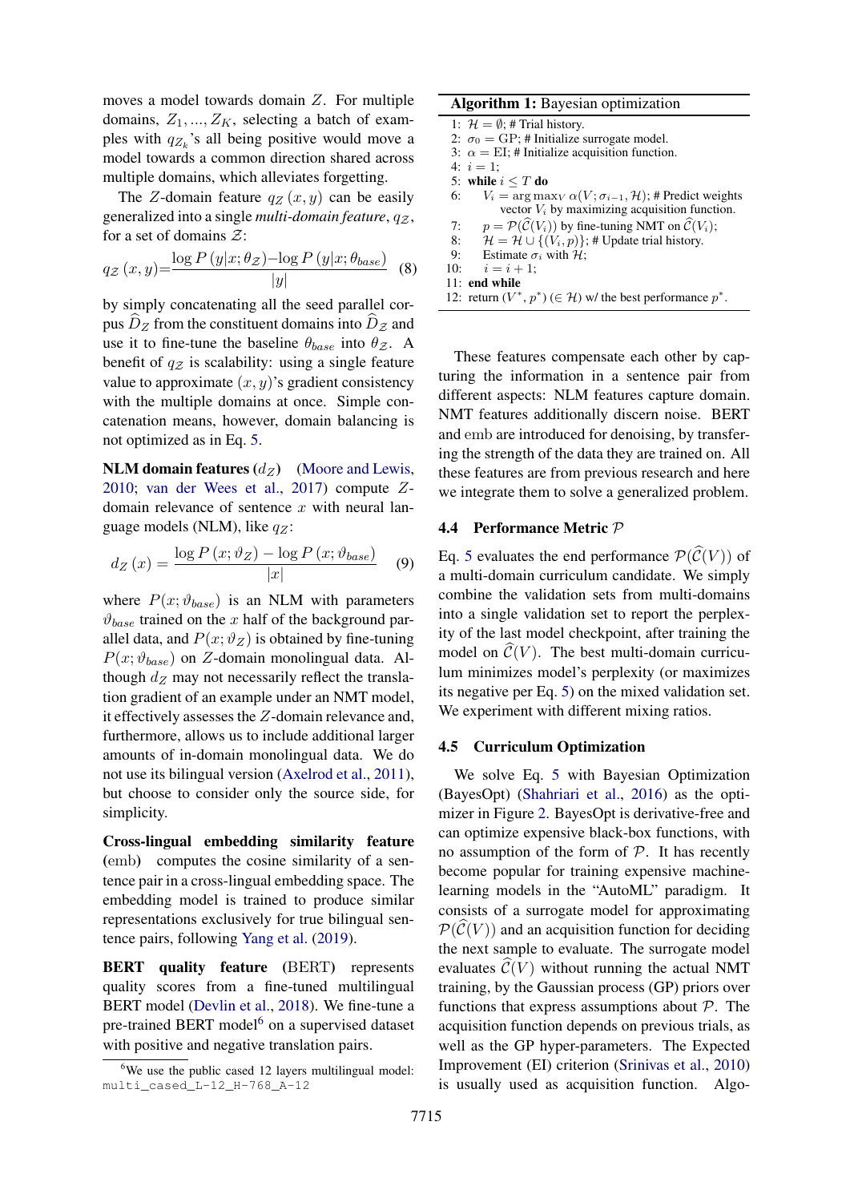moves a model towards domain $Z$. For multiple domains, $Z_1, ..., Z_K$, selecting a batch of examples with $q_{Z_k}$'s all being positive would move a model towards a common direction shared across multiple domains, which alleviates forgetting.

The $Z$-domain feature $q_Z(x, y)$ can be easily generalized into a single *multi-domain feature*, $q_{\mathcal{Z}}$, for a set of domains $\mathcal{Z}$:

$$q_{\mathcal{Z}}(x, y) = \frac{\log P(y|x; \theta_{\mathcal{Z}}) - \log P(y|x; \theta_{base})}{|y|} \quad (8)$$

by simply concatenating all the seed parallel corpus $\widehat{D}_Z$ from the constituent domains into $\widehat{D}_{\mathcal{Z}}$ and use it to fine-tune the baseline $\theta_{base}$ into $\theta_{\mathcal{Z}}$. A benefit of $q_{\mathcal{Z}}$ is scalability: using a single feature value to approximate $(x, y)$'s gradient consistency with the multiple domains at once. Simple concatenation means, however, domain balancing is not optimized as in Eq. 5.

**NLM domain features ($d_Z$)** (Moore and Lewis, 2010; van der Wees et al., 2017) compute $Z$-domain relevance of sentence $x$ with neural language models (NLM), like $q_Z$:

$$d_Z(x) = \frac{\log P(x; \vartheta_Z) - \log P(x; \vartheta_{base})}{|x|} \quad (9)$$

where $P(x; \vartheta_{base})$ is an NLM with parameters $\vartheta_{base}$ trained on the $x$ half of the background parallel data, and $P(x; \vartheta_Z)$ is obtained by fine-tuning $P(x; \vartheta_{base})$ on $Z$-domain monolingual data. Although $d_Z$ may not necessarily reflect the translation gradient of an example under an NMT model, it effectively assesses the $Z$-domain relevance and, furthermore, allows us to include additional larger amounts of in-domain monolingual data. We do not use its bilingual version (Axelrod et al., 2011), but choose to consider only the source side, for simplicity.

**Cross-lingual embedding similarity feature (emb)** computes the cosine similarity of a sentence pair in a cross-lingual embedding space. The embedding model is trained to produce similar representations exclusively for true bilingual sentence pairs, following Yang et al. (2019).

**BERT quality feature** (BERT) represents quality scores from a fine-tuned multilingual BERT model (Devlin et al., 2018). We fine-tune a pre-trained BERT model[6] on a supervised dataset with positive and negative translation pairs.

[6] We use the public cased 12 layers multilingual model: `multi_cased_L-12_H-768_A-12`

---

**Algorithm 1:** Bayesian optimization

1: $\mathcal{H} = \emptyset$; # Trial history.
2: $\sigma_0 = \text{GP}$; # Initialize surrogate model.
3: $\alpha = \text{EI}$; # Initialize acquisition function.
4: $i = 1$;
5: **while** $i \leq T$ **do**
6: $\quad V_i = \arg\max_V \alpha(V; \sigma_{i-1}, \mathcal{H})$; # Predict weights vector $V_i$ by maximizing acquisition function.
7: $\quad p = \mathcal{P}(\widehat{\mathcal{C}}(V_i))$ by fine-tuning NMT on $\widehat{\mathcal{C}}(V_i)$;
8: $\quad \mathcal{H} = \mathcal{H} \cup \{(V_i, p)\}$; # Update trial history.
9: $\quad$ Estimate $\sigma_i$ with $\mathcal{H}$;
10: $\quad i = i + 1$;
11: **end while**
12: return $(V^*, p^*)$ ($\in \mathcal{H}$) w/ the best performance $p^*$.

---

These features compensate each other by capturing the information in a sentence pair from different aspects: NLM features capture domain. NMT features additionally discern noise. BERT and emb are introduced for denoising, by transferring the strength of the data they are trained on. All these features are from previous research and here we integrate them to solve a generalized problem.

### 4.4 Performance Metric $\mathcal{P}$

Eq. 5 evaluates the end performance $\mathcal{P}(\widehat{\mathcal{C}}(V))$ of a multi-domain curriculum candidate. We simply combine the validation sets from multi-domains into a single validation set to report the perplexity of the last model checkpoint, after training the model on $\widehat{\mathcal{C}}(V)$. The best multi-domain curriculum minimizes model's perplexity (or maximizes its negative per Eq. 5) on the mixed validation set. We experiment with different mixing ratios.

### 4.5 Curriculum Optimization

We solve Eq. 5 with Bayesian Optimization (BayesOpt) (Shahriari et al., 2016) as the optimizer in Figure 2. BayesOpt is derivative-free and can optimize expensive black-box functions, with no assumption of the form of $\mathcal{P}$. It has recently become popular for training expensive machine-learning models in the "AutoML" paradigm. It consists of a surrogate model for approximating $\mathcal{P}(\widehat{\mathcal{C}}(V))$ and an acquisition function for deciding the next sample to evaluate. The surrogate model evaluates $\widehat{\mathcal{C}}(V)$ without running the actual NMT training, by the Gaussian process (GP) priors over functions that express assumptions about $\mathcal{P}$. The acquisition function depends on previous trials, as well as the GP hyper-parameters. The Expected Improvement (EI) criterion (Srinivas et al., 2010) is usually used as acquisition function. Algo-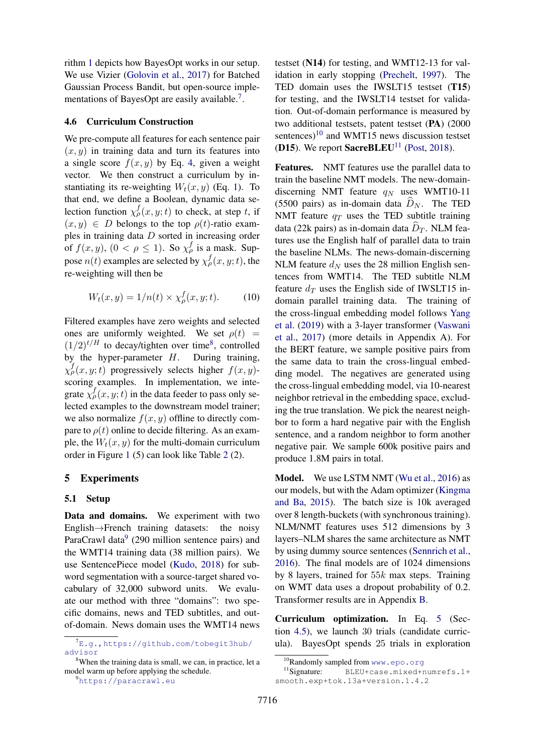rithm 1 depicts how BayesOpt works in our setup. We use Vizier (Golovin et al., 2017) for Batched Gaussian Process Bandit, but open-source implementations of BayesOpt are easily available.[7].

### 4.6 Curriculum Construction

We pre-compute all features for each sentence pair $(x, y)$ in training data and turn its features into a single score $f(x, y)$ by Eq. 4, given a weight vector. We then construct a curriculum by instantiating its re-weighting $W_t(x, y)$ (Eq. 1). To that end, we define a Boolean, dynamic data selection function $\chi^f_\rho(x, y; t)$ to check, at step $t$, if $(x, y) \in D$ belongs to the top $\rho(t)$-ratio examples in training data $D$ sorted in increasing order of $f(x, y)$, $(0 < \rho \leq 1)$. So $\chi^f_\rho$ is a mask. Suppose $n(t)$ examples are selected by $\chi^f_\rho(x, y; t)$, the re-weighting will then be

$$W_t(x, y) = 1/n(t) \times \chi^f_\rho(x, y; t). \quad (10)$$

Filtered examples have zero weights and selected ones are uniformly weighted. We set $\rho(t) = (1/2)^{t/H}$ to decay/tighten over time[8], controlled by the hyper-parameter $H$. During training, $\chi^f_\rho(x, y; t)$ progressively selects higher $f(x, y)$-scoring examples. In implementation, we integrate $\chi^f_\rho(x, y; t)$ in the data feeder to pass only selected examples to the downstream model trainer; we also normalize $f(x, y)$ offline to directly compare to $\rho(t)$ online to decide filtering. As an example, the $W_t(x, y)$ for the multi-domain curriculum order in Figure 1 (5) can look like Table 2 (2).

## 5 Experiments

### 5.1 Setup

**Data and domains.** We experiment with two English→French training datasets: the noisy ParaCrawl data[9] (290 million sentence pairs) and the WMT14 training data (38 million pairs). We use SentencePiece model (Kudo, 2018) for subword segmentation with a source-target shared vocabulary of 32,000 subword units. We evaluate our method with three "domains": two specific domains, news and TED subtitles, and out-of-domain. News domain uses the WMT14 news testset (**N14**) for testing, and WMT12-13 for validation in early stopping (Prechelt, 1997). The TED domain uses the IWSLT15 testset (**T15**) for testing, and the IWSLT14 testset for validation. Out-of-domain performance is measured by two additional testsets, patent testset (**PA**) (2000 sentences)[10] and WMT15 news discussion testset (**D15**). We report **SacreBLEU**[11] (Post, 2018).

**Features.** NMT features use the parallel data to train the baseline NMT models. The new-domain-discerning NMT feature $q_N$ uses WMT10-11 (5500 pairs) as in-domain data $\widehat{D}_N$. The TED NMT feature $q_T$ uses the TED subtitle training data (22k pairs) as in-domain data $\widehat{D}_T$. NLM features use the English half of parallel data to train the baseline NLMs. The news-domain-discerning NLM feature $d_N$ uses the 28 million English sentences from WMT14. The TED subtitle NLM feature $d_T$ uses the English side of IWSLT15 in-domain parallel training data. The training of the cross-lingual embedding model follows Yang et al. (2019) with a 3-layer transformer (Vaswani et al., 2017) (more details in Appendix A). For the BERT feature, we sample positive pairs from the same data to train the cross-lingual embedding model. The negatives are generated using the cross-lingual embedding model, via 10-nearest neighbor retrieval in the embedding space, excluding the true translation. We pick the nearest neighbor to form a hard negative pair with the English sentence, and a random neighbor to form another negative pair. We sample 600k positive pairs and produce 1.8M pairs in total.

**Model.** We use LSTM NMT (Wu et al., 2016) as our models, but with the Adam optimizer (Kingma and Ba, 2015). The batch size is 10k averaged over 8 length-buckets (with synchronous training). NLM/NMT features uses 512 dimensions by 3 layers–NLM shares the same architecture as NMT by using dummy source sentences (Sennrich et al., 2016). The final models are of 1024 dimensions by 8 layers, trained for $55k$ max steps. Training on WMT data uses a dropout probability of 0.2. Transformer results are in Appendix B.

**Curriculum optimization.** In Eq. 5 (Section 4.5), we launch 30 trials (candidate curricula). BayesOpt spends 25 trials in exploration

[7] E.g., https://github.com/tobegit3hub/advisor

[8] When the training data is small, we can, in practice, let a model warm up before applying the schedule.

[9] https://paracrawl.eu

[10] Randomly sampled from www.epo.org

[11] Signature: BLEU+case.mixed+numrefs.1+smooth.exp+tok.13a+version.1.4.2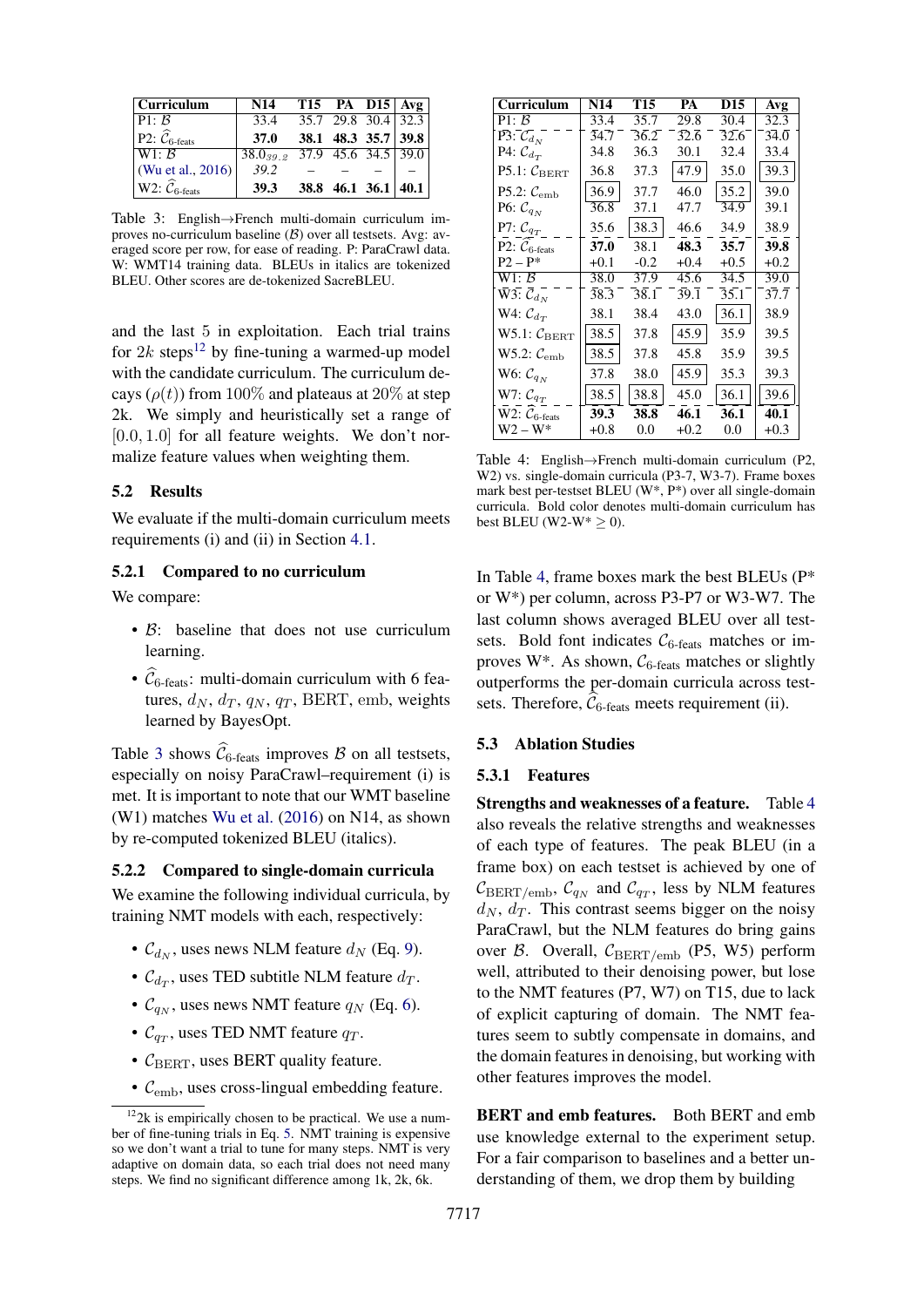| Curriculum | N14 | T15 | PA | D15 | Avg |
|---|---|---|---|---|---|
| P1: $\mathcal{B}$ | 33.4 | 35.7 | 29.8 | 30.4 | 32.3 |
| P2: $\widehat{\mathcal{C}}_{\text{6-feats}}$ | **37.0** | **38.1** | **48.3** | **35.7** | **39.8** |
| W1: $\mathcal{B}$ | 38.0$_{39.2}$ | 37.9 | 45.6 | 34.5 | 39.0 |
| (Wu et al., 2016) | *39.2* | – | – | – | – |
| W2: $\widehat{\mathcal{C}}_{\text{6-feats}}$ | **39.3** | **38.8** | **46.1** | **36.1** | **40.1** |

Table 3: English→French multi-domain curriculum improves no-curriculum baseline ($\mathcal{B}$) over all testsets. Avg: averaged score per row, for ease of reading. P: ParaCrawl data. W: WMT14 training data. BLEUs in italics are tokenized BLEU. Other scores are de-tokenized SacreBLEU.

and the last 5 in exploitation. Each trial trains for $2k$ steps[12] by fine-tuning a warmed-up model with the candidate curriculum. The curriculum decays ($\rho(t)$) from 100% and plateaus at 20% at step 2k. We simply and heuristically set a range of $[0.0, 1.0]$ for all feature weights. We don't normalize feature values when weighting them.

## 5.2 Results

We evaluate if the multi-domain curriculum meets requirements (i) and (ii) in Section 4.1.

### 5.2.1 Compared to no curriculum

We compare:

- $\mathcal{B}$: baseline that does not use curriculum learning.
- $\widehat{\mathcal{C}}_{\text{6-feats}}$: multi-domain curriculum with 6 features, $d_N$, $d_T$, $q_N$, $q_T$, BERT, emb, weights learned by BayesOpt.

Table 3 shows $\widehat{\mathcal{C}}_{\text{6-feats}}$ improves $\mathcal{B}$ on all testsets, especially on noisy ParaCrawl–requirement (i) is met. It is important to note that our WMT baseline (W1) matches Wu et al. (2016) on N14, as shown by re-computed tokenized BLEU (italics).

### 5.2.2 Compared to single-domain curricula

We examine the following individual curricula, by training NMT models with each, respectively:

- $\mathcal{C}_{d_N}$, uses news NLM feature $d_N$ (Eq. 9).
- $\mathcal{C}_{d_T}$, uses TED subtitle NLM feature $d_T$.
- $\mathcal{C}_{q_N}$, uses news NMT feature $q_N$ (Eq. 6).
- $\mathcal{C}_{q_T}$, uses TED NMT feature $q_T$.
- $\mathcal{C}_{\text{BERT}}$, uses BERT quality feature.
- $\mathcal{C}_{\text{emb}}$, uses cross-lingual embedding feature.

[12] 2k is empirically chosen to be practical. We use a number of fine-tuning trials in Eq. 5. NMT training is expensive so we don't want a trial to tune for many steps. NMT is very adaptive on domain data, so each trial does not need many steps. We find no significant difference among 1k, 2k, 6k.

| Curriculum | N14 | T15 | PA | D15 | Avg |
|---|---|---|---|---|---|
| P1: $\mathcal{B}$ | 33.4 | 35.7 | 29.8 | 30.4 | 32.3 |
| P3: $\mathcal{C}_{d_N}$ | 34.7 | 36.2 | 32.6 | 32.6 | 34.0 |
| P4: $\mathcal{C}_{d_T}$ | 34.8 | 36.3 | 30.1 | 32.4 | 33.4 |
| P5.1: $\mathcal{C}_{\text{BERT}}$ | 36.8 | 37.3 | [47.9] | 35.0 | [39.3] |
| P5.2: $\mathcal{C}_{\text{emb}}$ | [36.9] | 37.7 | 46.0 | [35.2] | 39.0 |
| P6: $\mathcal{C}_{q_N}$ | 36.8 | 37.1 | 47.7 | 34.9 | 39.1 |
| P7: $\mathcal{C}_{q_T}$ | 35.6 | [38.3] | 46.6 | 34.9 | 38.9 |
| P2: $\widehat{\mathcal{C}}_{\text{6-feats}}$ | **37.0** | 38.1 | **48.3** | **35.7** | **39.8** |
| P2 – P* | +0.1 | -0.2 | +0.4 | +0.5 | +0.2 |
| W1: $\mathcal{B}$ | 38.0 | 37.9 | 45.6 | 34.5 | 39.0 |
| W3: $\mathcal{C}_{d_N}$ | 38.3 | 38.1 | 39.1 | 35.1 | 37.7 |
| W4: $\mathcal{C}_{d_T}$ | 38.1 | 38.4 | 43.0 | [36.1] | 38.9 |
| W5.1: $\mathcal{C}_{\text{BERT}}$ | [38.5] | 37.8 | [45.9] | 35.9 | 39.5 |
| W5.2: $\mathcal{C}_{\text{emb}}$ | [38.5] | 37.8 | 45.8 | 35.9 | 39.5 |
| W6: $\mathcal{C}_{q_N}$ | 37.8 | 38.0 | [45.9] | 35.3 | 39.3 |
| W7: $\mathcal{C}_{q_T}$ | [38.5] | [38.8] | 45.0 | [36.1] | [39.6] |
| W2: $\widehat{\mathcal{C}}_{\text{6-feats}}$ | **39.3** | **38.8** | **46.1** | **36.1** | **40.1** |
| W2 – W* | +0.8 | 0.0 | +0.2 | 0.0 | +0.3 |

Table 4: English→French multi-domain curriculum (P2, W2) vs. single-domain curricula (P3-7, W3-7). Frame boxes mark best per-testset BLEU (W*, P*) over all single-domain curricula. Bold color denotes multi-domain curriculum has best BLEU (W2-W* ≥ 0).

In Table 4, frame boxes mark the best BLEUs (P* or W*) per column, across P3-P7 or W3-W7. The last column shows averaged BLEU over all testsets. Bold font indicates $\mathcal{C}_{\text{6-feats}}$ matches or improves W*. As shown, $\mathcal{C}_{\text{6-feats}}$ matches or slightly outperforms the per-domain curricula across testsets. Therefore, $\widehat{\mathcal{C}}_{\text{6-feats}}$ meets requirement (ii).

## 5.3 Ablation Studies

### 5.3.1 Features

**Strengths and weaknesses of a feature.** Table 4 also reveals the relative strengths and weaknesses of each type of features. The peak BLEU (in a frame box) on each testset is achieved by one of $\mathcal{C}_{\text{BERT/emb}}$, $\mathcal{C}_{q_N}$ and $\mathcal{C}_{q_T}$, less by NLM features $d_N$, $d_T$. This contrast seems bigger on the noisy ParaCrawl, but the NLM features do bring gains over $\mathcal{B}$. Overall, $\mathcal{C}_{\text{BERT/emb}}$ (P5, W5) perform well, attributed to their denoising power, but lose to the NMT features (P7, W7) on T15, due to lack of explicit capturing of domain. The NMT features seem to subtly compensate in domains, and the domain features in denoising, but working with other features improves the model.

**BERT and emb features.** Both BERT and emb use knowledge external to the experiment setup. For a fair comparison to baselines and a better understanding of them, we drop them by building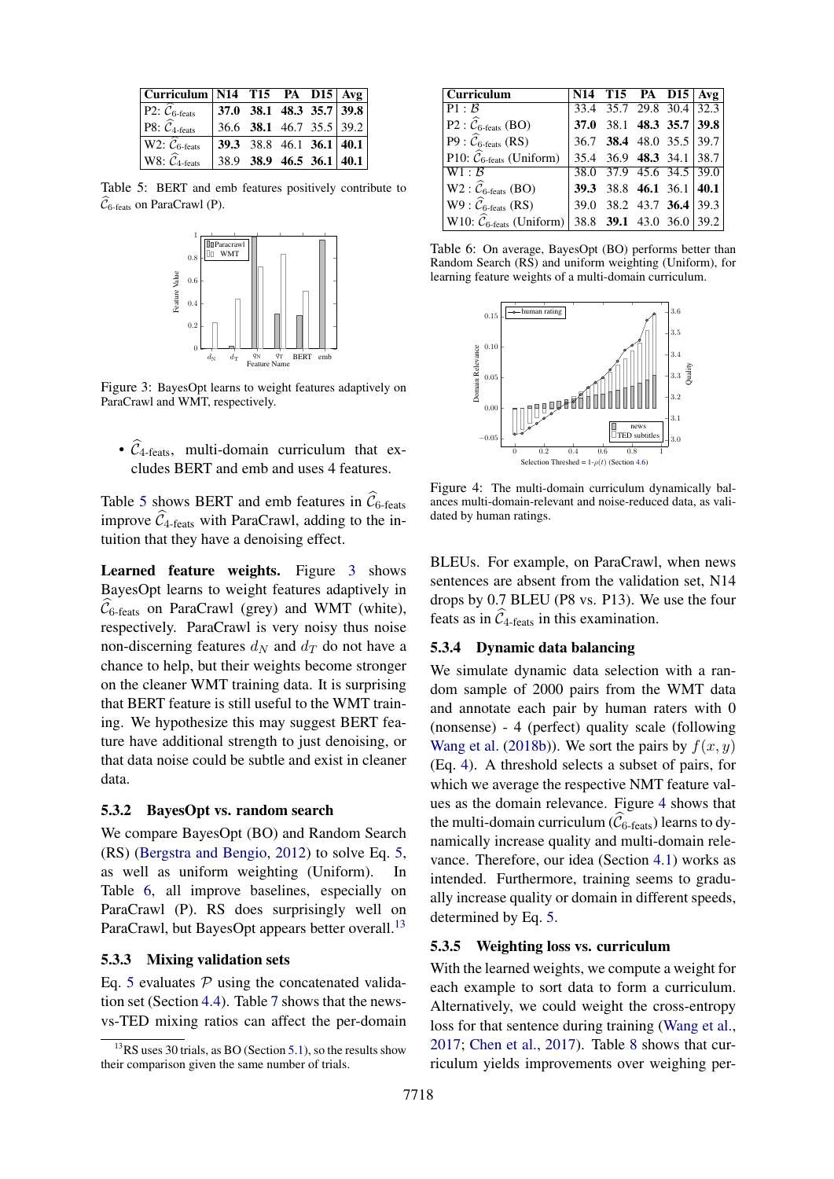| Curriculum | N14 | T15 | PA | D15 | Avg |
|---|---|---|---|---|---|
| P2: $\widehat{\mathcal{C}}_{\text{6-feats}}$ | **37.0** | **38.1** | **48.3** | **35.7** | **39.8** |
| P8: $\widehat{\mathcal{C}}_{\text{4-feats}}$ | 36.6 | **38.1** | 46.7 | 35.5 | 39.2 |
| W2: $\widehat{\mathcal{C}}_{\text{6-feats}}$ | **39.3** | 38.8 | 46.1 | **36.1** | **40.1** |
| W8: $\widehat{\mathcal{C}}_{\text{4-feats}}$ | 38.9 | **38.9** | **46.5** | **36.1** | **40.1** |

Table 5: BERT and emb features positively contribute to $\widehat{\mathcal{C}}_{\text{6-feats}}$ on ParaCrawl (P).

Figure 3: BayesOpt learns to weight features adaptively on ParaCrawl and WMT, respectively.

- $\widehat{\mathcal{C}}_{\text{4-feats}}$, multi-domain curriculum that excludes BERT and emb and uses 4 features.

Table 5 shows BERT and emb features in $\widehat{\mathcal{C}}_{\text{6-feats}}$ improve $\widehat{\mathcal{C}}_{\text{4-feats}}$ with ParaCrawl, adding to the intuition that they have a denoising effect.

**Learned feature weights.** Figure 3 shows BayesOpt learns to weight features adaptively in $\widehat{\mathcal{C}}_{\text{6-feats}}$ on ParaCrawl (grey) and WMT (white), respectively. ParaCrawl is very noisy thus noise non-discerning features $d_N$ and $d_T$ do not have a chance to help, but their weights become stronger on the cleaner WMT training data. It is surprising that BERT feature is still useful to the WMT training. We hypothesize this may suggest BERT feature have additional strength to just denoising, or that data noise could be subtle and exist in cleaner data.

### 5.3.2 BayesOpt vs. random search

We compare BayesOpt (BO) and Random Search (RS) (Bergstra and Bengio, 2012) to solve Eq. 5, as well as uniform weighting (Uniform). In Table 6, all improve baselines, especially on ParaCrawl (P). RS does surprisingly well on ParaCrawl, but BayesOpt appears better overall.[13]

### 5.3.3 Mixing validation sets

Eq. 5 evaluates $\mathcal{P}$ using the concatenated validation set (Section 4.4). Table 7 shows that the news-vs-TED mixing ratios can affect the per-domain BLEUs. For example, on ParaCrawl, when news sentences are absent from the validation set, N14 drops by 0.7 BLEU (P8 vs. P13). We use the four feats as in $\widehat{\mathcal{C}}_{\text{4-feats}}$ in this examination.

[13] RS uses 30 trials, as BO (Section 5.1), so the results show their comparison given the same number of trials.

| Curriculum | N14 | T15 | PA | D15 | Avg |
|---|---|---|---|---|---|
| P1 : $\mathcal{B}$ | 33.4 | 35.7 | 29.8 | 30.4 | 32.3 |
| P2 : $\widehat{\mathcal{C}}_{\text{6-feats}}$ (BO) | **37.0** | 38.1 | **48.3** | **35.7** | **39.8** |
| P9 : $\widehat{\mathcal{C}}_{\text{6-feats}}$ (RS) | 36.7 | **38.4** | 48.0 | 35.5 | 39.7 |
| P10: $\widehat{\mathcal{C}}_{\text{6-feats}}$ (Uniform) | 35.4 | 36.9 | **48.3** | 34.1 | 38.7 |
| W1 : $\mathcal{B}$ | 38.0 | 37.9 | 45.6 | 34.5 | 39.0 |
| W2 : $\widehat{\mathcal{C}}_{\text{6-feats}}$ (BO) | **39.3** | 38.8 | **46.1** | 36.1 | **40.1** |
| W9 : $\widehat{\mathcal{C}}_{\text{6-feats}}$ (RS) | 39.0 | 38.2 | 43.7 | **36.4** | 39.3 |
| W10: $\widehat{\mathcal{C}}_{\text{6-feats}}$ (Uniform) | 38.8 | **39.1** | 43.0 | 36.0 | 39.2 |

Table 6: On average, BayesOpt (BO) performs better than Random Search (RS) and uniform weighting (Uniform), for learning feature weights of a multi-domain curriculum.

Figure 4: The multi-domain curriculum dynamically balances multi-domain-relevant and noise-reduced data, as validated by human ratings.

### 5.3.4 Dynamic data balancing

We simulate dynamic data selection with a random sample of 2000 pairs from the WMT data and annotate each pair by human raters with 0 (nonsense) - 4 (perfect) quality scale (following Wang et al. (2018b)). We sort the pairs by $f(x, y)$ (Eq. 4). A threshold selects a subset of pairs, for which we average the respective NMT feature values as the domain relevance. Figure 4 shows that the multi-domain curriculum ($\widehat{\mathcal{C}}_{\text{6-feats}}$) learns to dynamically increase quality and multi-domain relevance. Therefore, our idea (Section 4.1) works as intended. Further more, training seems to gradually increase quality or domain in different speeds, determined by Eq. 5.

### 5.3.5 Weighting loss vs. curriculum

With the learned weights, we compute a weight for each example to sort data to form a curriculum. Alternatively, we could weight the cross-entropy loss for that sentence during training (Wang et al., 2017; Chen et al., 2017). Table 8 shows that curriculum yields improvements over weighing per-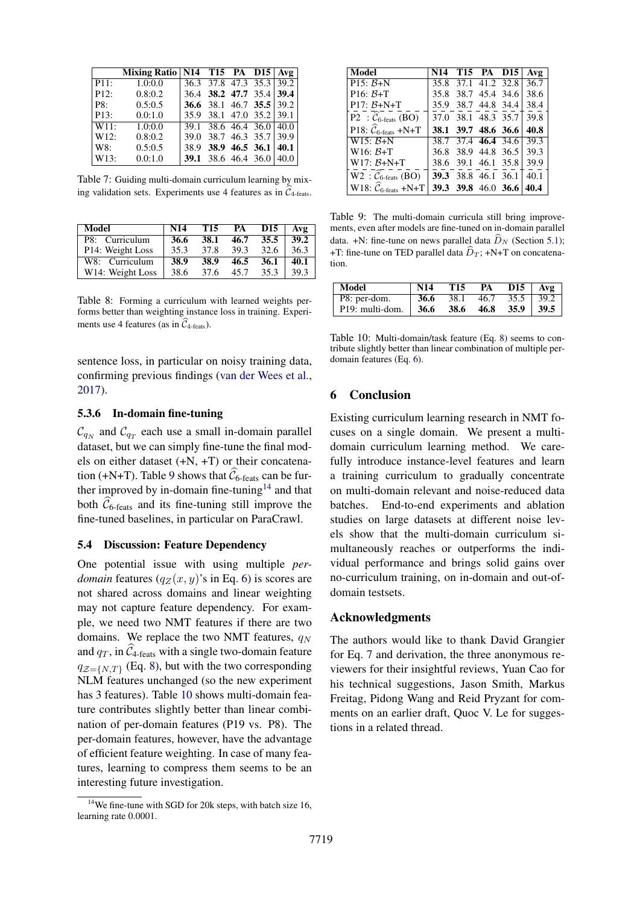| | Mixing Ratio | N14 | T15 | PA | D15 | Avg |
|---|---|---|---|---|---|---|
| P11: | 1.0:0.0 | 36.3 | 37.8 | 47.3 | 35.3 | 39.2 |
| P12: | 0.8:0.2 | 36.4 | **38.2** | **47.7** | 35.4 | **39.4** |
| P8: | 0.5:0.5 | **36.6** | 38.1 | 46.7 | **35.5** | 39.2 |
| P13: | 0.0:1.0 | 35.9 | 38.1 | 47.0 | 35.2 | 39.1 |
| W11: | 1.0:0.0 | 39.1 | 38.6 | 46.4 | 36.0 | 40.0 |
| W12: | 0.8:0.2 | 39.0 | 38.7 | 46.3 | 35.7 | 39.9 |
| W8: | 0.5:0.5 | 38.9 | **38.9** | **46.5** | **36.1** | **40.1** |
| W13: | 0.0:1.0 | **39.1** | 38.6 | 46.4 | 36.0 | 40.0 |

Table 7: Guiding multi-domain curriculum learning by mixing validation sets. Experiments use 4 features as in $\widehat{\mathcal{C}}_{\text{4-feats}}$.

| Model | N14 | T15 | PA | D15 | Avg |
|---|---|---|---|---|---|
| P8: Curriculum | **36.6** | **38.1** | **46.7** | **35.5** | **39.2** |
| P14: Weight Loss | 35.3 | 37.8 | 39.3 | 32.6 | 36.3 |
| W8: Curriculum | **38.9** | **38.9** | **46.5** | **36.1** | **40.1** |
| W14: Weight Loss | 38.6 | 37.6 | 45.7 | 35.3 | 39.3 |

Table 8: Forming a curriculum with learned weights performs better than weighting instance loss in training. Experiments use 4 features (as in $\widehat{\mathcal{C}}_{\text{4-feats}}$).

sentence loss, in particular on noisy training data, confirming previous findings (van der Wees et al., 2017).

### 5.3.6 In-domain fine-tuning

$\mathcal{C}_{q_N}$ and $\mathcal{C}_{q_T}$ each use a small in-domain parallel dataset, but we can simply fine-tune the final models on either dataset (+N, +T) or their concatenation (+N+T). Table 9 shows that $\widehat{\mathcal{C}}_{\text{6-feats}}$ can be further improved by in-domain fine-tuning[14] and that both $\widehat{\mathcal{C}}_{\text{6-feats}}$ and its fine-tuning still improve the fine-tuned baselines, in particular on ParaCrawl.

## 5.4 Discussion: Feature Dependency

One potential issue with using multiple *per-domain* features ($q_Z(x, y)$'s in Eq. 6) is scores are not shared across domains and linear weighting may not capture feature dependency. For example, we need two NMT features if there are two domains. We replace the two NMT features, $q_N$ and $q_T$, in $\widehat{\mathcal{C}}_{\text{4-feats}}$ with a single two-domain feature $q_{\mathcal{Z}=\{N,T\}}$ (Eq. 8), but with the two corresponding NLM features unchanged (so the new experiment has 3 features). Table 10 shows multi-domain feature contributes slightly better than linear combination of per-domain features (P19 vs. P8). The per-domain features, however, have the advantage of efficient feature weighting. In case of many features, learning to compress them seems to be an interesting future investigation.

[14] We fine-tune with SGD for 20k steps, with batch size 16, learning rate 0.0001.

| Model | N14 | T15 | PA | D15 | Avg |
|---|---|---|---|---|---|
| P15: $\mathcal{B}$+N | 35.8 | 37.1 | 41.2 | 32.8 | 36.7 |
| P16: $\mathcal{B}$+T | 35.8 | 38.7 | 45.4 | 34.6 | 38.6 |
| P17: $\mathcal{B}$+N+T | 35.9 | 38.7 | 44.8 | 34.4 | 38.4 |
| P2 : $\widehat{\mathcal{C}}_{\text{6-feats}}$ (BO) | 37.0 | 38.1 | 48.3 | 35.7 | 39.8 |
| P18: $\widehat{\mathcal{C}}_{\text{6-feats}}$ +N+T | **38.1** | **39.7** | **48.6** | **36.6** | **40.8** |
| W15: $\mathcal{B}$+N | 38.7 | 37.4 | **46.4** | 34.6 | 39.3 |
| W16: $\mathcal{B}$+T | 36.8 | 38.9 | 44.8 | 36.5 | 39.3 |
| W17: $\mathcal{B}$+N+T | 38.6 | 39.1 | 46.1 | 35.8 | 39.9 |
| W2 : $\widehat{\mathcal{C}}_{\text{6-feats}}$ (BO) | **39.3** | 38.8 | 46.1 | 36.1 | 40.1 |
| W18: $\widehat{\mathcal{C}}_{\text{6-feats}}$ +N+T | **39.3** | **39.8** | 46.0 | **36.6** | **40.4** |

Table 9: The multi-domain curricula still bring improvements, even after models are fine-tuned on in-domain parallel data. +N: fine-tune on news parallel data $\widehat{D}_N$ (Section 5.1); +T: fine-tune on TED parallel data $\widehat{D}_T$; +N+T on concatenation.

| Model | N14 | T15 | PA | D15 | Avg |
|---|---|---|---|---|---|
| P8: per-dom. | **36.6** | 38.1 | 46.7 | 35.5 | 39.2 |
| P19: multi-dom. | **36.6** | **38.6** | **46.8** | **35.9** | **39.5** |

Table 10: Multi-domain/task feature (Eq. 8) seems to contribute slightly better than linear combination of multiple per-domain features (Eq. 6).

# 6 Conclusion

Existing curriculum learning research in NMT focuses on a single domain. We present a multi-domain curriculum learning method. We carefully introduce instance-level features and learn a training curriculum to gradually concentrate on multi-domain relevant and noise-reduced data batches. End-to-end experiments and ablation studies on large datasets at different noise levels show that the multi-domain curriculum simultaneously reaches or outperforms the individual performance and brings solid gains over no-curriculum training, on in-domain and out-of-domain testsets.

## Acknowledgments

The authors would like to thank David Grangier for Eq. 7 and derivation, the three anonymous reviewers for their insightful reviews, Yuan Cao for his technical suggestions, Jason Smith, Markus Freitag, Pidong Wang and Reid Pryzant for comments on an earlier draft, Quoc V. Le for suggestions in a related thread.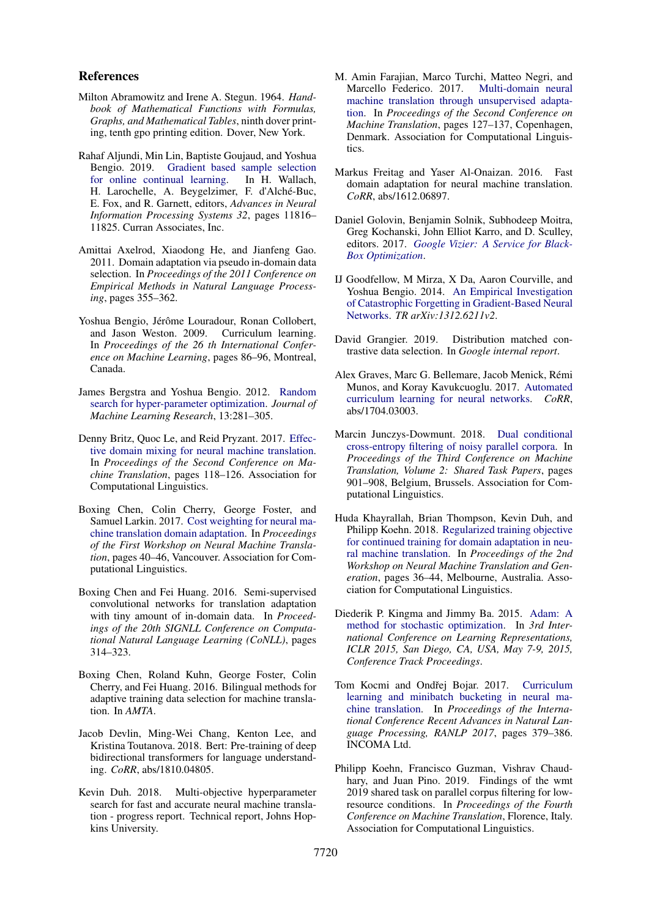## References

Milton Abramowitz and Irene A. Stegun. 1964. *Handbook of Mathematical Functions with Formulas, Graphs, and Mathematical Tables*, ninth dover printing, tenth gpo printing edition. Dover, New York.

Rahaf Aljundi, Min Lin, Baptiste Goujaud, and Yoshua Bengio. 2019. Gradient based sample selection for online continual learning. In H. Wallach, H. Larochelle, A. Beygelzimer, F. d'Alché-Buc, E. Fox, and R. Garnett, editors, *Advances in Neural Information Processing Systems 32*, pages 11816–11825. Curran Associates, Inc.

Amittai Axelrod, Xiaodong He, and Jianfeng Gao. 2011. Domain adaptation via pseudo in-domain data selection. In *Proceedings of the 2011 Conference on Empirical Methods in Natural Language Processing*, pages 355–362.

Yoshua Bengio, Jérôme Louradour, Ronan Collobert, and Jason Weston. 2009. Curriculum learning. In *Proceedings of the 26 th International Conference on Machine Learning*, pages 86–96, Montreal, Canada.

James Bergstra and Yoshua Bengio. 2012. Random search for hyper-parameter optimization. *Journal of Machine Learning Research*, 13:281–305.

Denny Britz, Quoc Le, and Reid Pryzant. 2017. Effective domain mixing for neural machine translation. In *Proceedings of the Second Conference on Machine Translation*, pages 118–126. Association for Computational Linguistics.

Boxing Chen, Colin Cherry, George Foster, and Samuel Larkin. 2017. Cost weighting for neural machine translation domain adaptation. In *Proceedings of the First Workshop on Neural Machine Translation*, pages 40–46, Vancouver. Association for Computational Linguistics.

Boxing Chen and Fei Huang. 2016. Semi-supervised convolutional networks for translation adaptation with tiny amount of in-domain data. In *Proceedings of the 20th SIGNLL Conference on Computational Natural Language Learning (CoNLL)*, pages 314–323.

Boxing Chen, Roland Kuhn, George Foster, Colin Cherry, and Fei Huang. 2016. Bilingual methods for adaptive training data selection for machine translation. In *AMTA*.

Jacob Devlin, Ming-Wei Chang, Kenton Lee, and Kristina Toutanova. 2018. Bert: Pre-training of deep bidirectional transformers for language understanding. *CoRR*, abs/1810.04805.

Kevin Duh. 2018. Multi-objective hyperparameter search for fast and accurate neural machine translation - progress report. Technical report, Johns Hopkins University.

M. Amin Farajian, Marco Turchi, Matteo Negri, and Marcello Federico. 2017. Multi-domain neural machine translation through unsupervised adaptation. In *Proceedings of the Second Conference on Machine Translation*, pages 127–137, Copenhagen, Denmark. Association for Computational Linguistics.

Markus Freitag and Yaser Al-Onaizan. 2016. Fast domain adaptation for neural machine translation. *CoRR*, abs/1612.06897.

Daniel Golovin, Benjamin Solnik, Subhodeep Moitra, Greg Kochanski, John Elliot Karro, and D. Sculley, editors. 2017. *Google Vizier: A Service for Black-Box Optimization*.

IJ Goodfellow, M Mirza, X Da, Aaron Courville, and Yoshua Bengio. 2014. An Empirical Investigation of Catastrophic Forgetting in Gradient-Based Neural Networks. *TR arXiv:1312.6211v2*.

David Grangier. 2019. Distribution matched contrastive data selection. In *Google internal report*.

Alex Graves, Marc G. Bellemare, Jacob Menick, Rémi Munos, and Koray Kavukcuoglu. 2017. Automated curriculum learning for neural networks. *CoRR*, abs/1704.03003.

Marcin Junczys-Dowmunt. 2018. Dual conditional cross-entropy filtering of noisy parallel corpora. In *Proceedings of the Third Conference on Machine Translation, Volume 2: Shared Task Papers*, pages 901–908, Belgium, Brussels. Association for Computational Linguistics.

Huda Khayrallah, Brian Thompson, Kevin Duh, and Philipp Koehn. 2018. Regularized training objective for continued training for domain adaptation in neural machine translation. In *Proceedings of the 2nd Workshop on Neural Machine Translation and Generation*, pages 36–44, Melbourne, Australia. Association for Computational Linguistics.

Diederik P. Kingma and Jimmy Ba. 2015. Adam: A method for stochastic optimization. In *3rd International Conference on Learning Representations, ICLR 2015, San Diego, CA, USA, May 7-9, 2015, Conference Track Proceedings*.

Tom Kocmi and Ondřej Bojar. 2017. Curriculum learning and minibatch bucketing in neural machine translation. In *Proceedings of the International Conference Recent Advances in Natural Language Processing, RANLP 2017*, pages 379–386. INCOMA Ltd.

Philipp Koehn, Francisco Guzman, Vishrav Chaudhary, and Juan Pino. 2019. Findings of the wmt 2019 shared task on parallel corpus filtering for low-resource conditions. In *Proceedings of the Fourth Conference on Machine Translation*, Florence, Italy. Association for Computational Linguistics.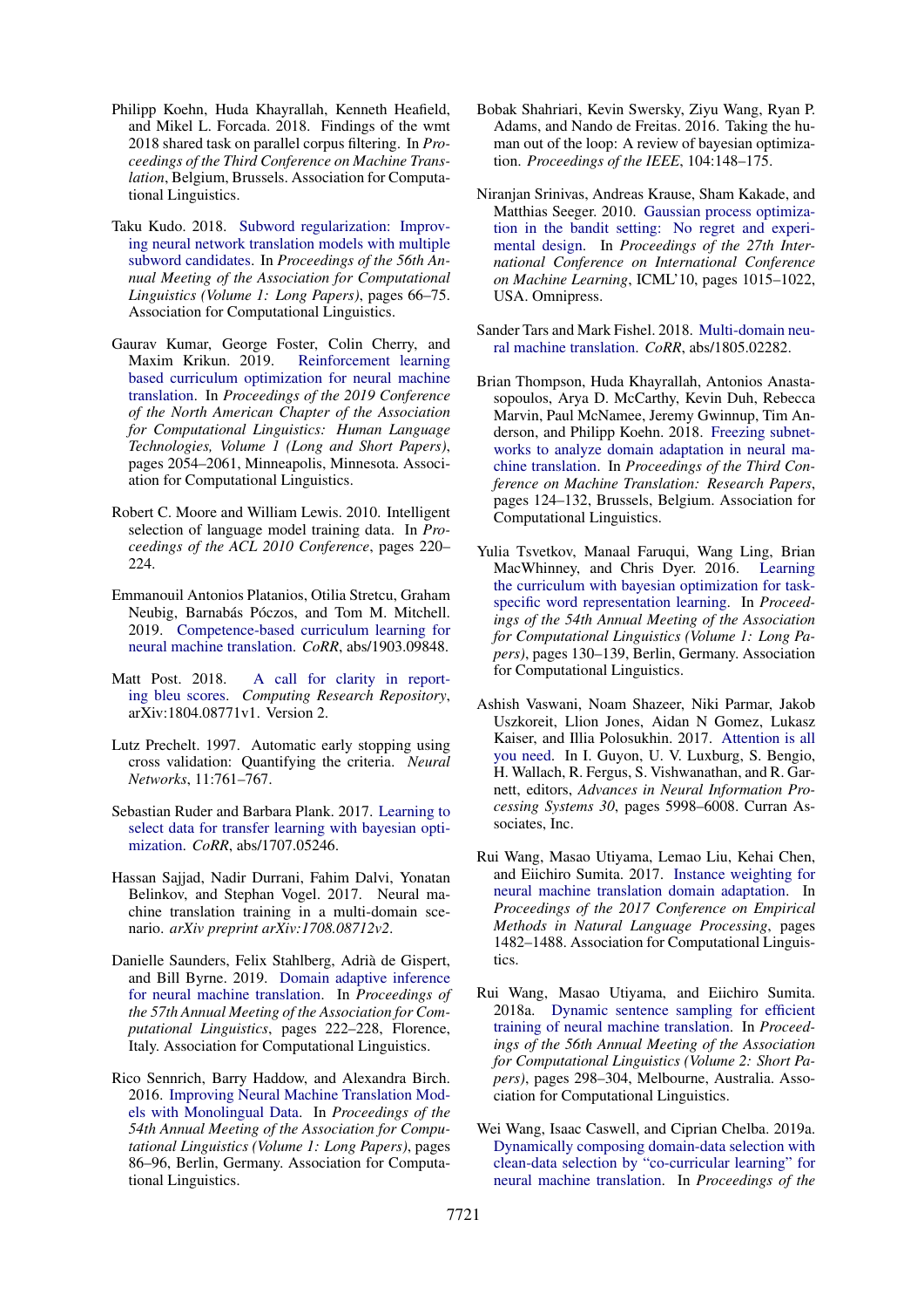Philipp Koehn, Huda Khayrallah, Kenneth Heafield, and Mikel L. Forcada. 2018. Findings of the wmt 2018 shared task on parallel corpus filtering. In *Proceedings of the Third Conference on Machine Translation*, Belgium, Brussels. Association for Computational Linguistics.

Taku Kudo. 2018. Subword regularization: Improving neural network translation models with multiple subword candidates. In *Proceedings of the 56th Annual Meeting of the Association for Computational Linguistics (Volume 1: Long Papers)*, pages 66–75. Association for Computational Linguistics.

Gaurav Kumar, George Foster, Colin Cherry, and Maxim Krikun. 2019. Reinforcement learning based curriculum optimization for neural machine translation. In *Proceedings of the 2019 Conference of the North American Chapter of the Association for Computational Linguistics: Human Language Technologies, Volume 1 (Long and Short Papers)*, pages 2054–2061, Minneapolis, Minnesota. Association for Computational Linguistics.

Robert C. Moore and William Lewis. 2010. Intelligent selection of language model training data. In *Proceedings of the ACL 2010 Conference*, pages 220–224.

Emmanouil Antonios Platanios, Otilia Stretcu, Graham Neubig, Barnabás Póczos, and Tom M. Mitchell. 2019. Competence-based curriculum learning for neural machine translation. *CoRR*, abs/1903.09848.

Matt Post. 2018. A call for clarity in reporting bleu scores. *Computing Research Repository*, arXiv:1804.08771v1. Version 2.

Lutz Prechelt. 1997. Automatic early stopping using cross validation: Quantifying the criteria. *Neural Networks*, 11:761–767.

Sebastian Ruder and Barbara Plank. 2017. Learning to select data for transfer learning with bayesian optimization. *CoRR*, abs/1707.05246.

Hassan Sajjad, Nadir Durrani, Fahim Dalvi, Yonatan Belinkov, and Stephan Vogel. 2017. Neural machine translation training in a multi-domain scenario. *arXiv preprint arXiv:1708.08712v2*.

Danielle Saunders, Felix Stahlberg, Adrià de Gispert, and Bill Byrne. 2019. Domain adaptive inference for neural machine translation. In *Proceedings of the 57th Annual Meeting of the Association for Computational Linguistics*, pages 222–228, Florence, Italy. Association for Computational Linguistics.

Rico Sennrich, Barry Haddow, and Alexandra Birch. 2016. Improving Neural Machine Translation Models with Monolingual Data. In *Proceedings of the 54th Annual Meeting of the Association for Computational Linguistics (Volume 1: Long Papers)*, pages 86–96, Berlin, Germany. Association for Computational Linguistics.

Bobak Shahriari, Kevin Swersky, Ziyu Wang, Ryan P. Adams, and Nando de Freitas. 2016. Taking the human out of the loop: A review of bayesian optimization. *Proceedings of the IEEE*, 104:148–175.

Niranjan Srinivas, Andreas Krause, Sham Kakade, and Matthias Seeger. 2010. Gaussian process optimization in the bandit setting: No regret and experimental design. In *Proceedings of the 27th International Conference on International Conference on Machine Learning*, ICML'10, pages 1015–1022, USA. Omnipress.

Sander Tars and Mark Fishel. 2018. Multi-domain neural machine translation. *CoRR*, abs/1805.02282.

Brian Thompson, Huda Khayrallah, Antonios Anastasopoulos, Arya D. McCarthy, Kevin Duh, Rebecca Marvin, Paul McNamee, Jeremy Gwinnup, Tim Anderson, and Philipp Koehn. 2018. Freezing subnetworks to analyze domain adaptation in neural machine translation. In *Proceedings of the Third Conference on Machine Translation: Research Papers*, pages 124–132, Brussels, Belgium. Association for Computational Linguistics.

Yulia Tsvetkov, Manaal Faruqui, Wang Ling, Brian MacWhinney, and Chris Dyer. 2016. Learning the curriculum with bayesian optimization for task-specific word representation learning. In *Proceedings of the 54th Annual Meeting of the Association for Computational Linguistics (Volume 1: Long Papers)*, pages 130–139, Berlin, Germany. Association for Computational Linguistics.

Ashish Vaswani, Noam Shazeer, Niki Parmar, Jakob Uszkoreit, Llion Jones, Aidan N Gomez, Lukasz Kaiser, and Illia Polosukhin. 2017. Attention is all you need. In I. Guyon, U. V. Luxburg, S. Bengio, H. Wallach, R. Fergus, S. Vishwanathan, and R. Garnett, editors, *Advances in Neural Information Processing Systems 30*, pages 5998–6008. Curran Associates, Inc.

Rui Wang, Masao Utiyama, Lemao Liu, Kehai Chen, and Eiichiro Sumita. 2017. Instance weighting for neural machine translation domain adaptation. In *Proceedings of the 2017 Conference on Empirical Methods in Natural Language Processing*, pages 1482–1488. Association for Computational Linguistics.

Rui Wang, Masao Utiyama, and Eiichiro Sumita. 2018a. Dynamic sentence sampling for efficient training of neural machine translation. In *Proceedings of the 56th Annual Meeting of the Association for Computational Linguistics (Volume 2: Short Papers)*, pages 298–304, Melbourne, Australia. Association for Computational Linguistics.

Wei Wang, Isaac Caswell, and Ciprian Chelba. 2019a. Dynamically composing domain-data selection with clean-data selection by "co-curricular learning" for neural machine translation. In *Proceedings of the*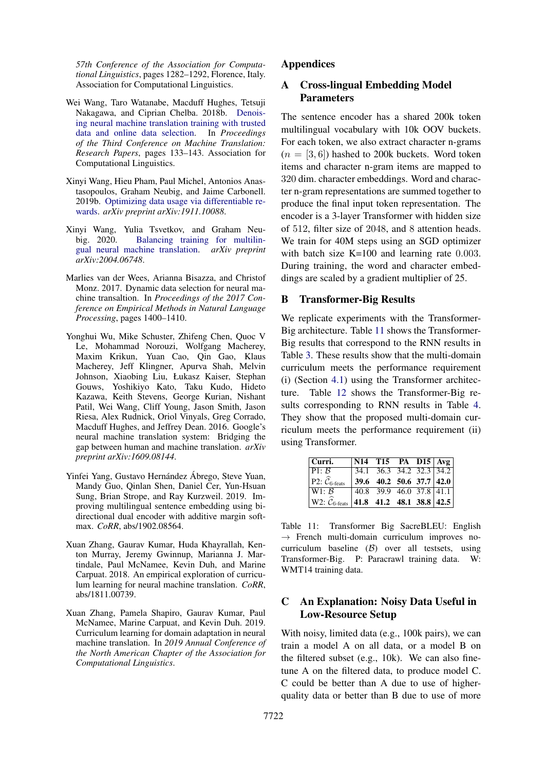57th Conference of the Association for Computational Linguistics, pages 1282–1292, Florence, Italy. Association for Computational Linguistics.

Wei Wang, Taro Watanabe, Macduff Hughes, Tetsuji Nakagawa, and Ciprian Chelba. 2018b. Denoising neural machine translation training with trusted data and online data selection. In *Proceedings of the Third Conference on Machine Translation: Research Papers*, pages 133–143. Association for Computational Linguistics.

Xinyi Wang, Hieu Pham, Paul Michel, Antonios Anastasopoulos, Graham Neubig, and Jaime Carbonell. 2019b. Optimizing data usage via differentiable rewards. *arXiv preprint arXiv:1911.10088*.

Xinyi Wang, Yulia Tsvetkov, and Graham Neubig. 2020. Balancing training for multilingual neural machine translation. *arXiv preprint arXiv:2004.06748*.

Marlies van der Wees, Arianna Bisazza, and Christof Monz. 2017. Dynamic data selection for neural machine transaltion. In *Proceedings of the 2017 Conference on Empirical Methods in Natural Language Processing*, pages 1400–1410.

Yonghui Wu, Mike Schuster, Zhifeng Chen, Quoc V Le, Mohammad Norouzi, Wolfgang Macherey, Maxim Krikun, Yuan Cao, Qin Gao, Klaus Macherey, Jeff Klingner, Apurva Shah, Melvin Johnson, Xiaobing Liu, Łukasz Kaiser, Stephan Gouws, Yoshikiyo Kato, Taku Kudo, Hideto Kazawa, Keith Stevens, George Kurian, Nishant Patil, Wei Wang, Cliff Young, Jason Smith, Jason Riesa, Alex Rudnick, Oriol Vinyals, Greg Corrado, Macduff Hughes, and Jeffrey Dean. 2016. Google's neural machine translation system: Bridging the gap between human and machine translation. *arXiv preprint arXiv:1609.08144*.

Yinfei Yang, Gustavo Hernández Ábrego, Steve Yuan, Mandy Guo, Qinlan Shen, Daniel Cer, Yun-Hsuan Sung, Brian Strope, and Ray Kurzweil. 2019. Improving multilingual sentence embedding using bidirectional dual encoder with additive margin softmax. *CoRR*, abs/1902.08564.

Xuan Zhang, Gaurav Kumar, Huda Khayrallah, Kenton Murray, Jeremy Gwinnup, Marianna J. Martindale, Paul McNamee, Kevin Duh, and Marine Carpuat. 2018. An empirical exploration of curriculum learning for neural machine translation. *CoRR*, abs/1811.00739.

Xuan Zhang, Pamela Shapiro, Gaurav Kumar, Paul McNamee, Marine Carpuat, and Kevin Duh. 2019. Curriculum learning for domain adaptation in neural machine translation. In *2019 Annual Conference of the North American Chapter of the Association for Computational Linguistics*.

# Appendices

## A Cross-lingual Embedding Model Parameters

The sentence encoder has a shared 200k token multilingual vocabulary with 10k OOV buckets. For each token, we also extract character n-grams ($n = [3, 6]$) hashed to 200k buckets. Word token items and character n-gram items are mapped to 320 dim. character embeddings. Word and character n-gram representations are summed together to produce the final input token representation. The encoder is a 3-layer Transformer with hidden size of 512, filter size of 2048, and 8 attention heads. We train for 40M steps using an SGD optimizer with batch size K=100 and learning rate 0.003. During training, the word and character embeddings are scaled by a gradient multiplier of 25.

## B Transformer-Big Results

We replicate experiments with the Transformer-Big architecture. Table 11 shows the Transformer-Big results that correspond to the RNN results in Table 3. These results show that the multi-domain curriculum meets the performance requirement (i) (Section 4.1) using the Transformer architecture. Table 12 shows the Transformer-Big results corresponding to RNN results in Table 4. They show that the proposed multi-domain curriculum meets the performance requirement (ii) using Transformer.

| Curri. | N14 | T15 | PA | D15 | Avg |
|---|---|---|---|---|---|
| P1: $\mathcal{B}$ | 34.1 | 36.3 | 34.2 | 32.3 | 34.2 |
| P2: $\widehat{\mathcal{C}}_{\text{6-feats}}$ | **39.6** | **40.2** | **50.6** | **37.7** | **42.0** |
| W1: $\mathcal{B}$ | 40.8 | 39.9 | 46.0 | 37.8 | 41.1 |
| W2: $\widehat{\mathcal{C}}_{\text{6-feats}}$ | **41.8** | **41.2** | **48.1** | **38.8** | **42.5** |

Table 11: Transformer Big SacreBLEU: English → French multi-domain curriculum improves no-curriculum baseline ($\mathcal{B}$) over all testsets, using Transformer-Big. P: Paracrawl training data. W: WMT14 training data.

## C An Explanation: Noisy Data Useful in Low-Resource Setup

With noisy, limited data (e.g., 100k pairs), we can train a model A on all data, or a model B on the filtered subset (e.g., 10k). We can also finetune A on the filtered data, to produce model C. C could be better than A due to use of higher-quality data or better than B due to use of more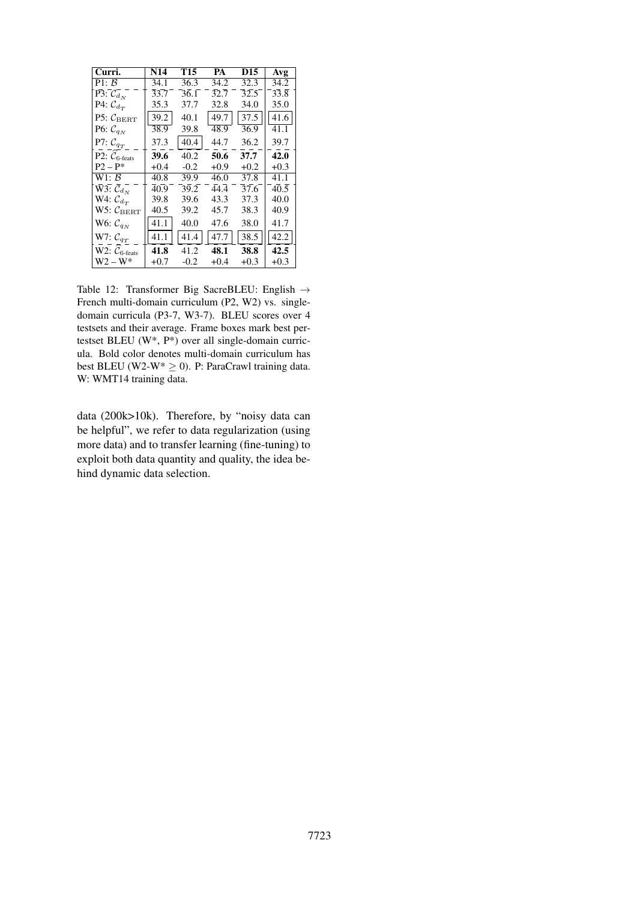| Curri. | N14 | T15 | PA | D15 | Avg |
|---|---|---|---|---|---|
| P1: $\mathcal{B}$ | 34.1 | 36.3 | 34.2 | 32.3 | 34.2 |
| P3: $\mathcal{C}_{d_N}$ | 33.7 | 36.1 | 32.7 | 32.5 | 33.8 |
| P4: $\mathcal{C}_{d_T}$ | 35.3 | 37.7 | 32.8 | 34.0 | 35.0 |
| P5: $\mathcal{C}_{\mathrm{BERT}}$ | 39.2 | 40.1 | 49.7 | 37.5 | 41.6 |
| P6: $\mathcal{C}_{q_N}$ | 38.9 | 39.8 | 48.9 | 36.9 | 41.1 |
| P7: $\mathcal{C}_{q_T}$ | 37.3 | 40.4 | 44.7 | 36.2 | 39.7 |
| P2: $\mathcal{C}_{\text{6-feats}}$ | **39.6** | 40.2 | **50.6** | **37.7** | **42.0** |
| P2 – P* | +0.4 | -0.2 | +0.9 | +0.2 | +0.3 |
| W1: $\mathcal{B}$ | 40.8 | 39.9 | 46.0 | 37.8 | 41.1 |
| W3: $\mathcal{C}_{d_N}$ | 40.9 | 39.2 | 44.4 | 37.6 | 40.5 |
| W4: $\mathcal{C}_{d_T}$ | 39.8 | 39.6 | 43.3 | 37.3 | 40.0 |
| W5: $\mathcal{C}_{\mathrm{BERT}}$ | 40.5 | 39.2 | 45.7 | 38.3 | 40.9 |
| W6: $\mathcal{C}_{q_N}$ | 41.1 | 40.0 | 47.6 | 38.0 | 41.7 |
| W7: $\mathcal{C}_{q_T}$ | 41.1 | 41.4 | 47.7 | 38.5 | 42.2 |
| W2: $\mathcal{C}_{\text{6-feats}}$ | **41.8** | 41.2 | **48.1** | **38.8** | **42.5** |
| W2 – W* | +0.7 | -0.2 | +0.4 | +0.3 | +0.3 |

Table 12: Transformer Big SacreBLEU: English → French multi-domain curriculum (P2, W2) vs. single-domain curricula (P3-7, W3-7). BLEU scores over 4 testsets and their average. Frame boxes mark best per-testset BLEU (W*, P*) over all single-domain curricula. Bold color denotes multi-domain curriculum has best BLEU (W2-W* $\geq$ 0). P: ParaCrawl training data. W: WMT14 training data.

data (200k>10k). Therefore, by "noisy data can be helpful", we refer to data regularization (using more data) and to transfer learning (fine-tuning) to exploit both data quantity and quality, the idea behind dynamic data selection.